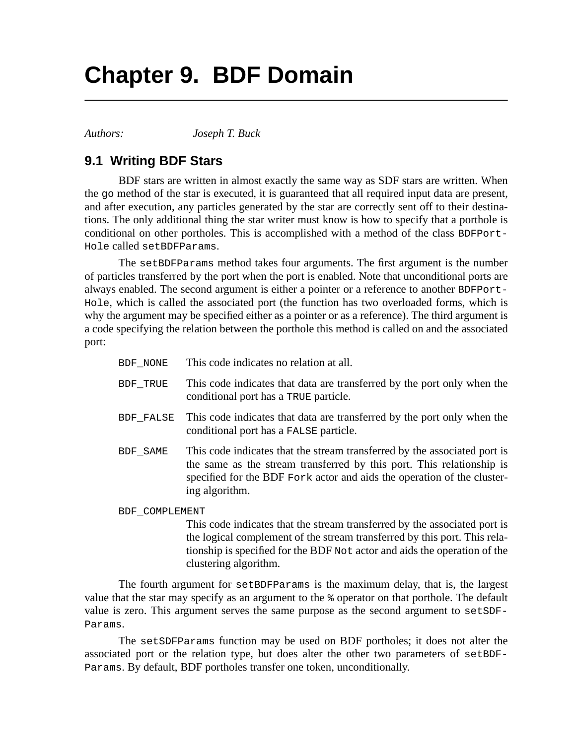# Chapter 9. BDF Domain

*Authors:* *Joseph T. Buck*

## 9.1 Writing BDF Stars

BDF stars are written in almost exactly the same way as SDF stars are written. When the `go` method of the star is executed, it is guaranteed that all required input data are present, and after execution, any particles generated by the star are correctly sent off to their destinations. The only additional thing the star writer must know is how to specify that a porthole is conditional on other portholes. This is accomplished with a method of the class `BDFPortHole` called `setBDFParams`.

The `setBDFParams` method takes four arguments. The first argument is the number of particles transferred by the port when the port is enabled. Note that unconditional ports are always enabled. The second argument is either a pointer or a reference to another `BDFPortHole`, which is called the associated port (the function has two overloaded forms, which is why the argument may be specified either as a pointer or as a reference). The third argument is a code specifying the relation between the porthole this method is called on and the associated port:

`BDF_NONE` This code indicates no relation at all.

`BDF_TRUE` This code indicates that data are transferred by the port only when the conditional port has a `TRUE` particle.

`BDF_FALSE` This code indicates that data are transferred by the port only when the conditional port has a `FALSE` particle.

`BDF_SAME` This code indicates that the stream transferred by the associated port is the same as the stream transferred by this port. This relationship is specified for the BDF `Fork` actor and aids the operation of the clustering algorithm.

`BDF_COMPLEMENT`
This code indicates that the stream transferred by the associated port is the logical complement of the stream transferred by this port. This relationship is specified for the BDF `Not` actor and aids the operation of the clustering algorithm.

The fourth argument for `setBDFParams` is the maximum delay, that is, the largest value that the star may specify as an argument to the `%` operator on that porthole. The default value is zero. This argument serves the same purpose as the second argument to `setSDFParams`.

The `setSDFParams` function may be used on BDF portholes; it does not alter the associated port or the relation type, but does alter the other two parameters of `setBDFParams`. By default, BDF portholes transfer one token, unconditionally.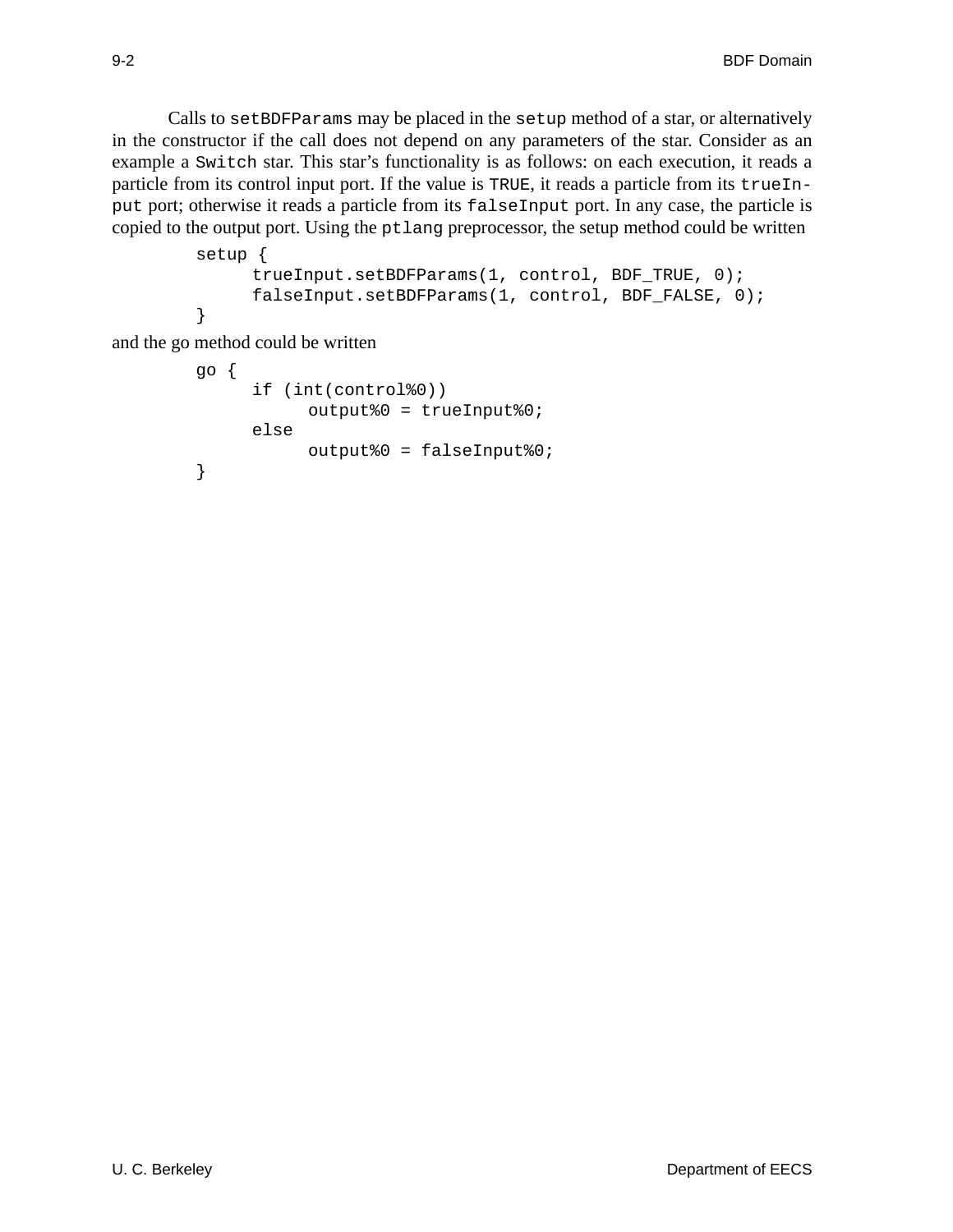Calls to `setBDFParams` may be placed in the `setup` method of a star, or alternatively in the constructor if the call does not depend on any parameters of the star. Consider as an example a `Switch` star. This star's functionality is as follows: on each execution, it reads a particle from its control input port. If the value is `TRUE`, it reads a particle from its `trueInput` port; otherwise it reads a particle from its `falseInput` port. In any case, the particle is copied to the output port. Using the `ptlang` preprocessor, the setup method could be written

```
setup {
      trueInput.setBDFParams(1, control, BDF_TRUE, 0);
      falseInput.setBDFParams(1, control, BDF_FALSE, 0);
}
```

and the go method could be written

```
go {
      if (int(control%0))
            output%0 = trueInput%0;
      else
            output%0 = falseInput%0;
}
```